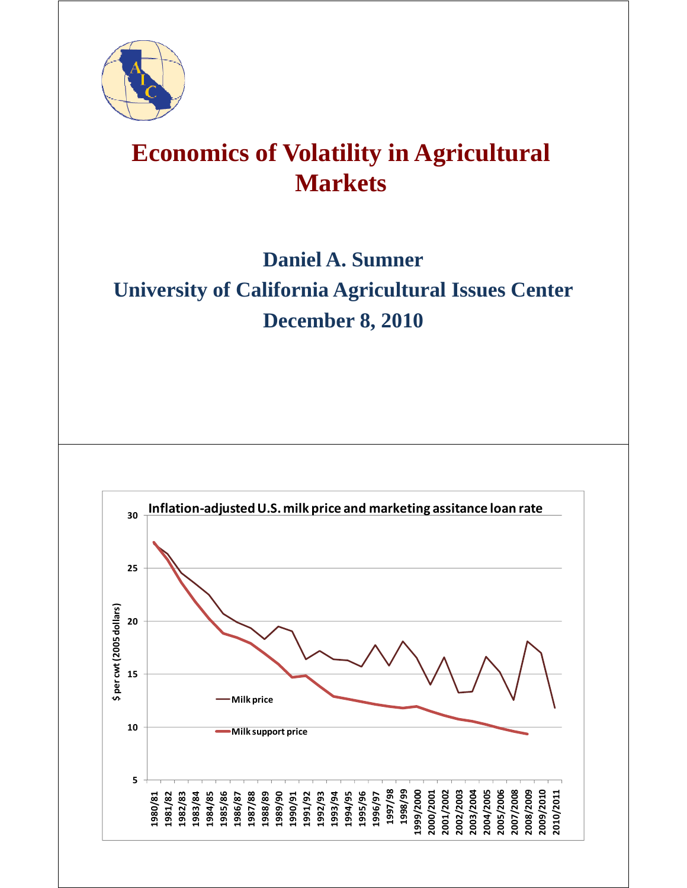# Economics of Volatility in Agricultural Markets

## Daniel A. Sumner

## University of California Agricultural Issues Center

## December 8, 2010

**Inflation-adjusted U.S. milk price and marketing assitance loan rate**

$ per cwt (2005 dollars)

30
25
20
15
10
5

— Milk price

— Milk support price

1980/81, 1981/82, 1982/83, 1983/84, 1984/85, 1985/86, 1986/87, 1987/88, 1988/89, 1989/90, 1990/91, 1991/92, 1992/93, 1993/94, 1994/95, 1995/96, 1996/97, 1997/98, 1998/99, 1999/2000, 2000/2001, 2001/2002, 2002/2003, 2003/2004, 2004/2005, 2005/2006, 2007/2008, 2008/2009, 2009/2010, 2010/2011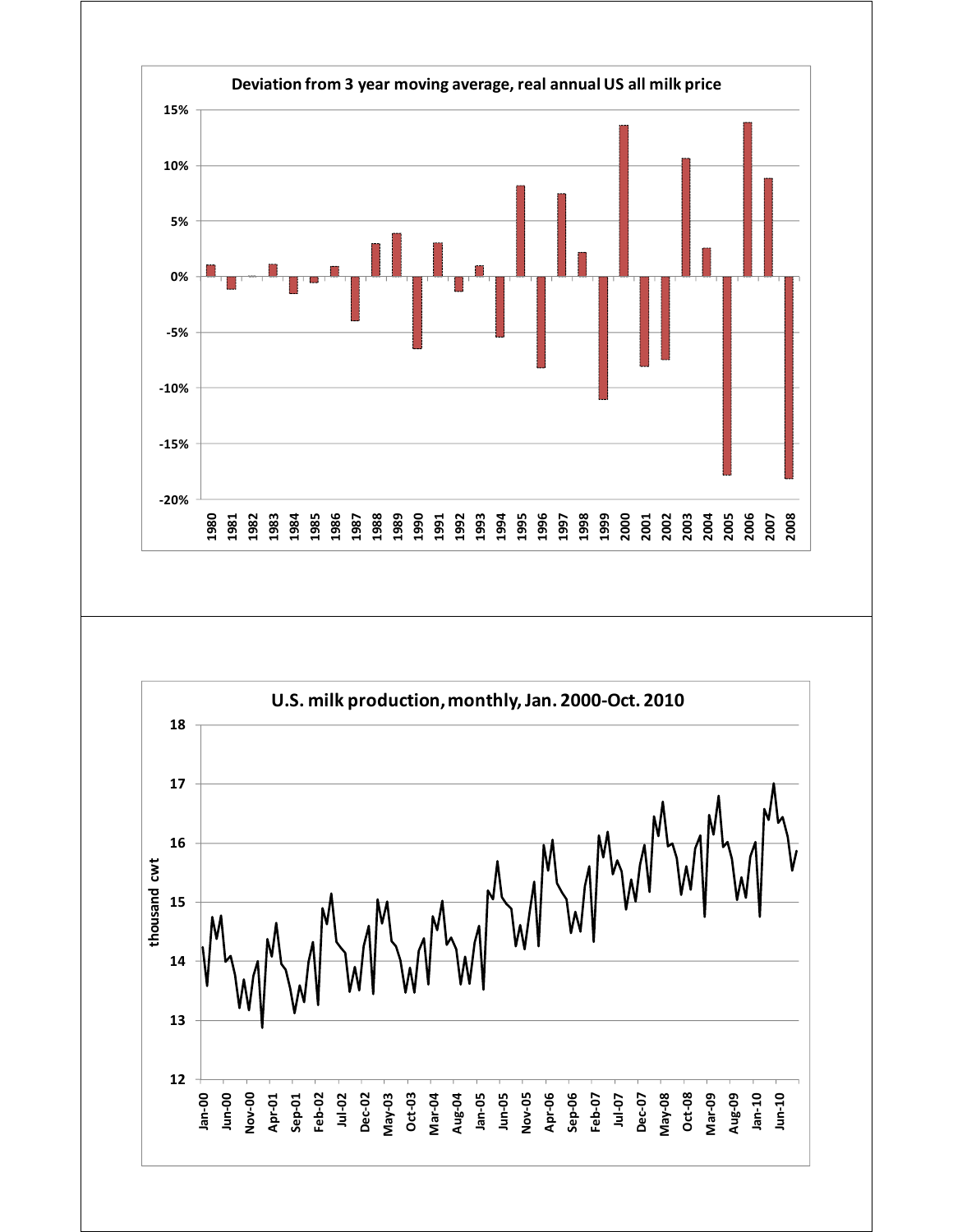**Deviation from 3 year moving average, real annual US all milk price**

**U.S. milk production, monthly, Jan. 2000-Oct. 2010**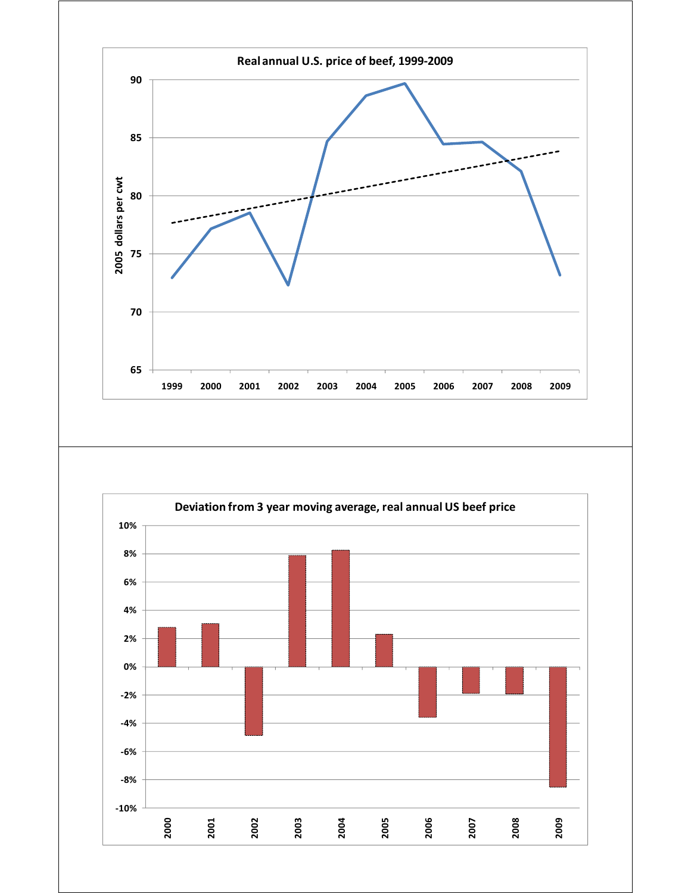**Real annual U.S. price of beef, 1999-2009**

2005 dollars per cwt

90
85
80
75
70
65

1999 2000 2001 2002 2003 2004 2005 2006 2007 2008 2009

**Deviation from 3 year moving average, real annual US beef price**

10%
8%
6%
4%
2%
0%
-2%
-4%
-6%
-8%
-10%

2000 2001 2002 2003 2004 2005 2006 2007 2008 2009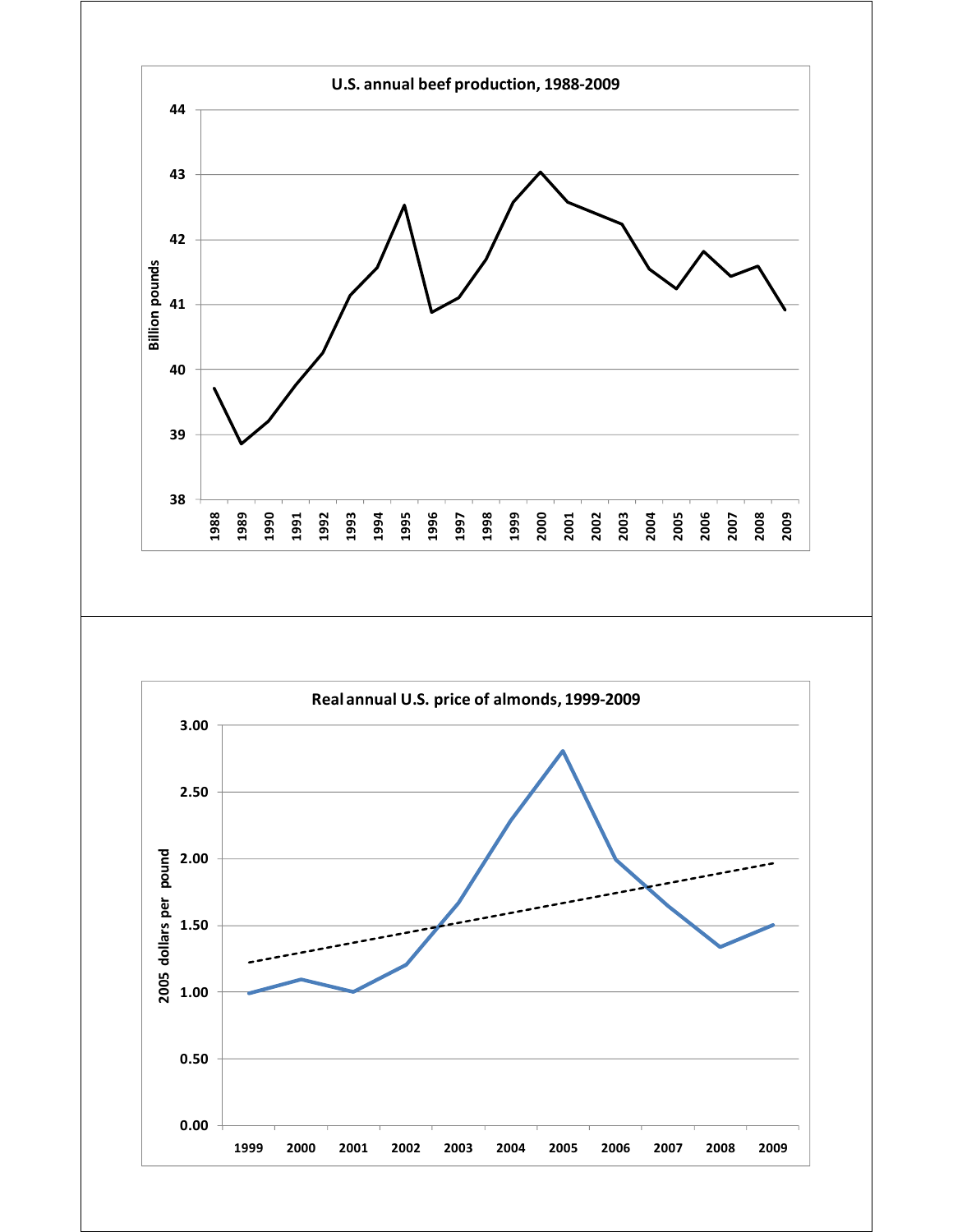**U.S. annual beef production, 1988-2009**

Billion pounds

**Real annual U.S. price of almonds, 1999-2009**

2005 dollars per pound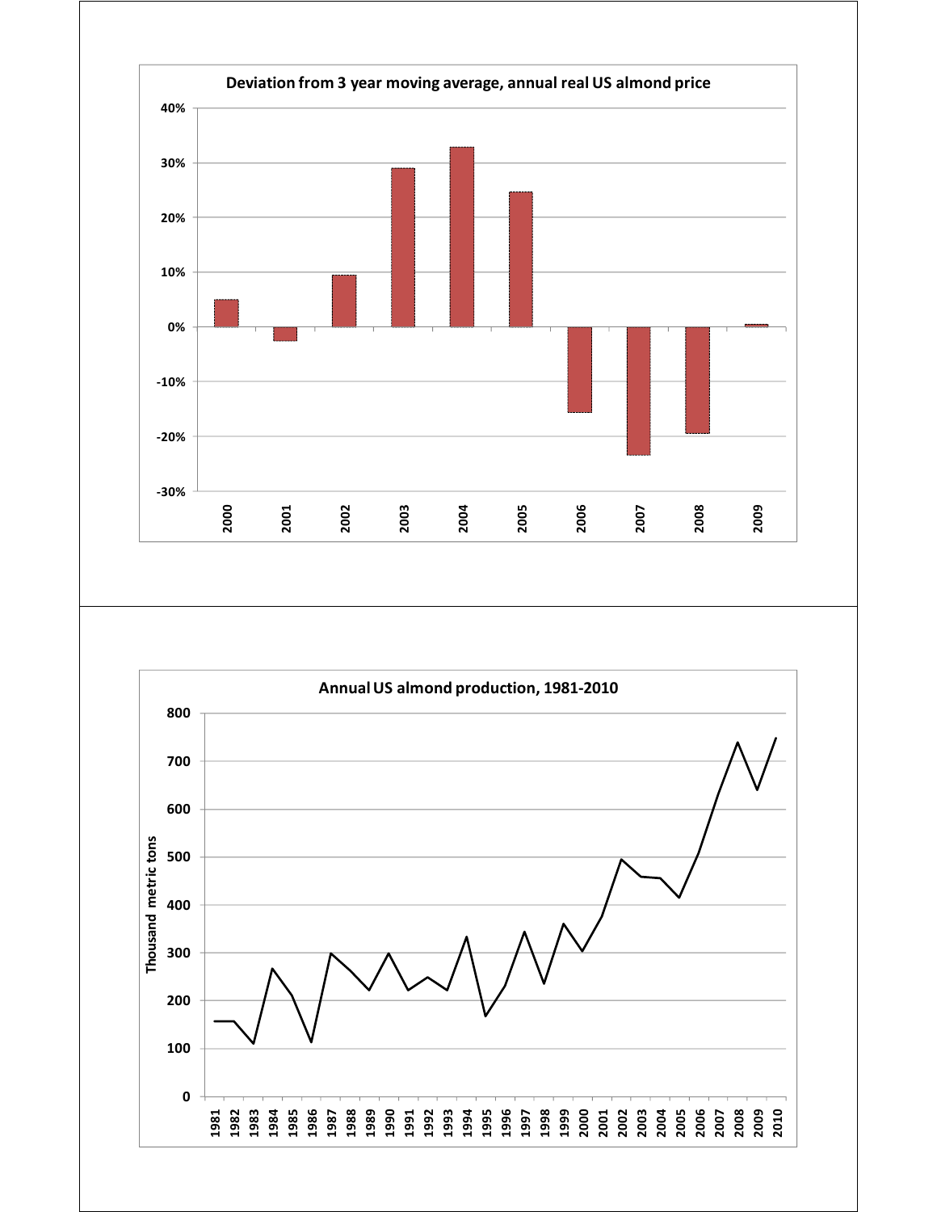Deviation from 3 year moving average, annual real US almond price

Annual US almond production, 1981-2010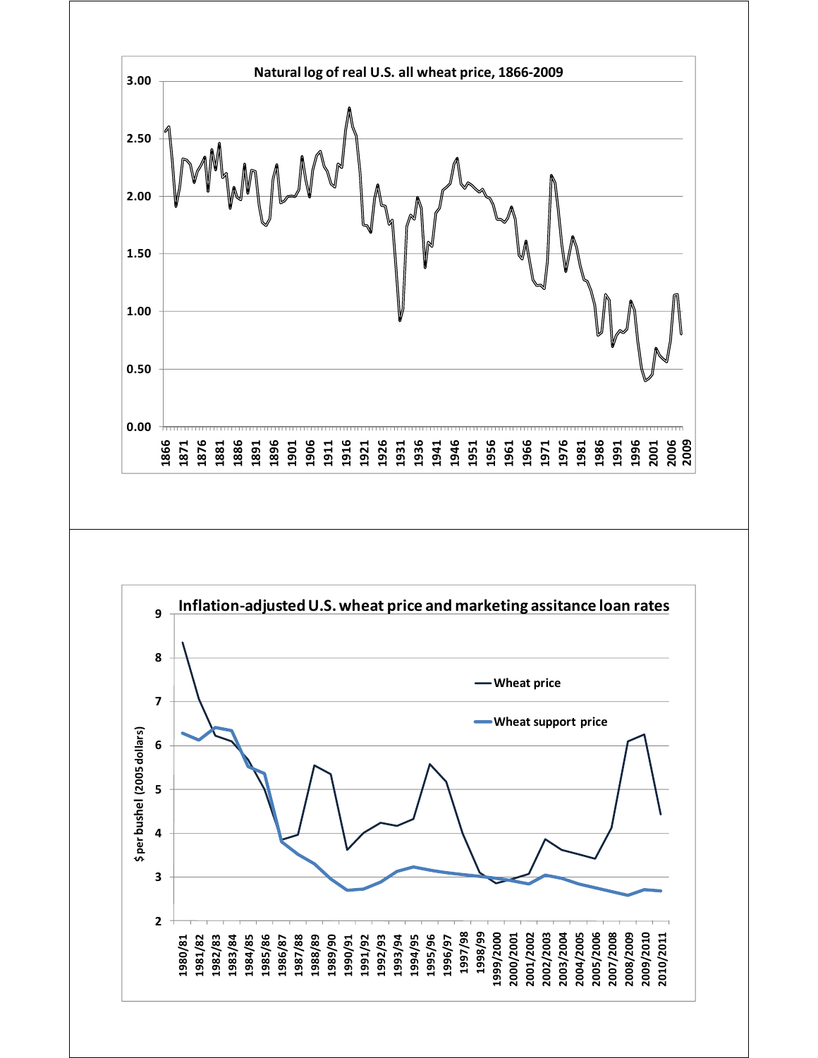Natural log of real U.S. all wheat price, 1866-2009

Inflation-adjusted U.S. wheat price and marketing assitance loan rates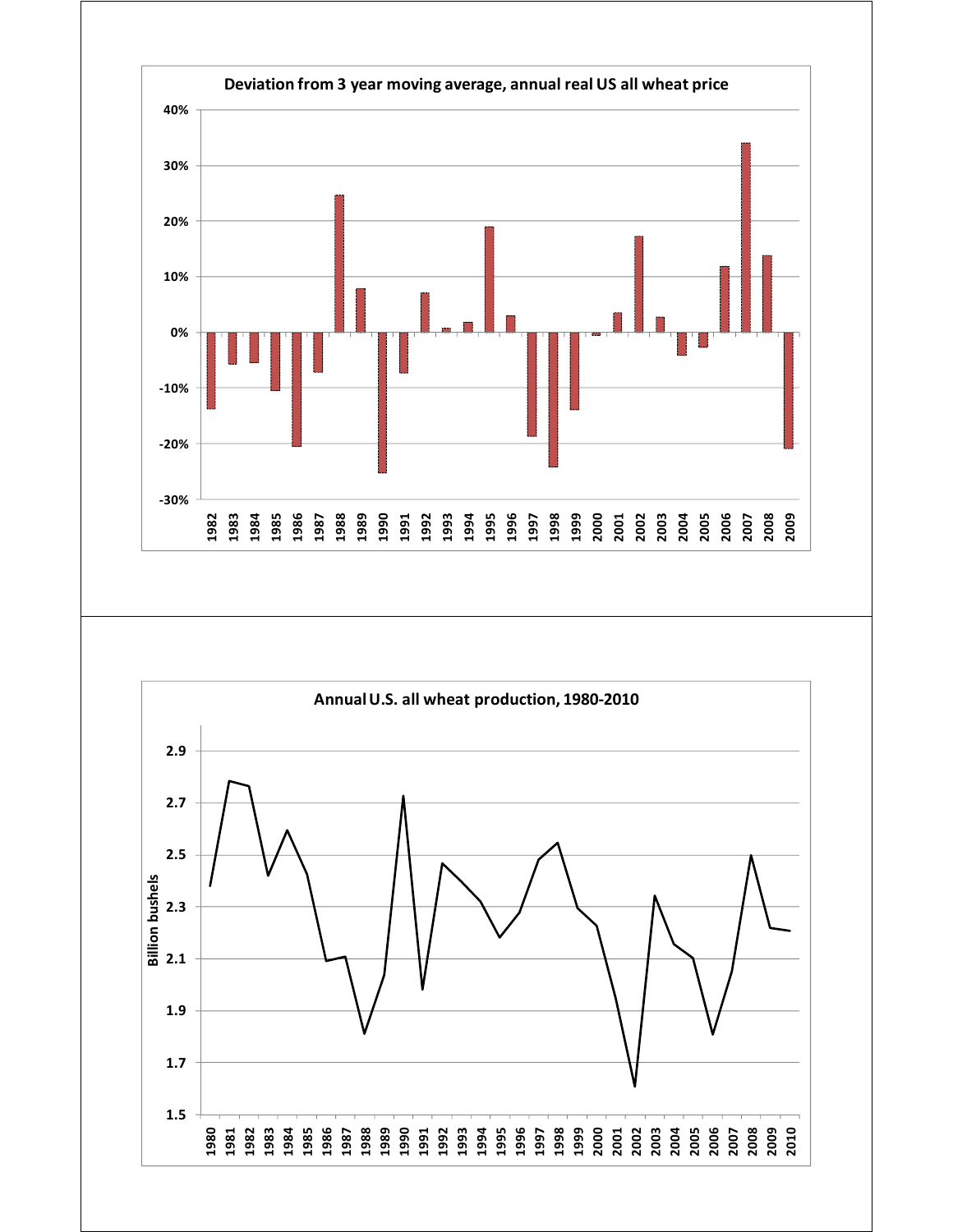Deviation from 3 year moving average, annual real US all wheat price

Annual U.S. all wheat production, 1980-2010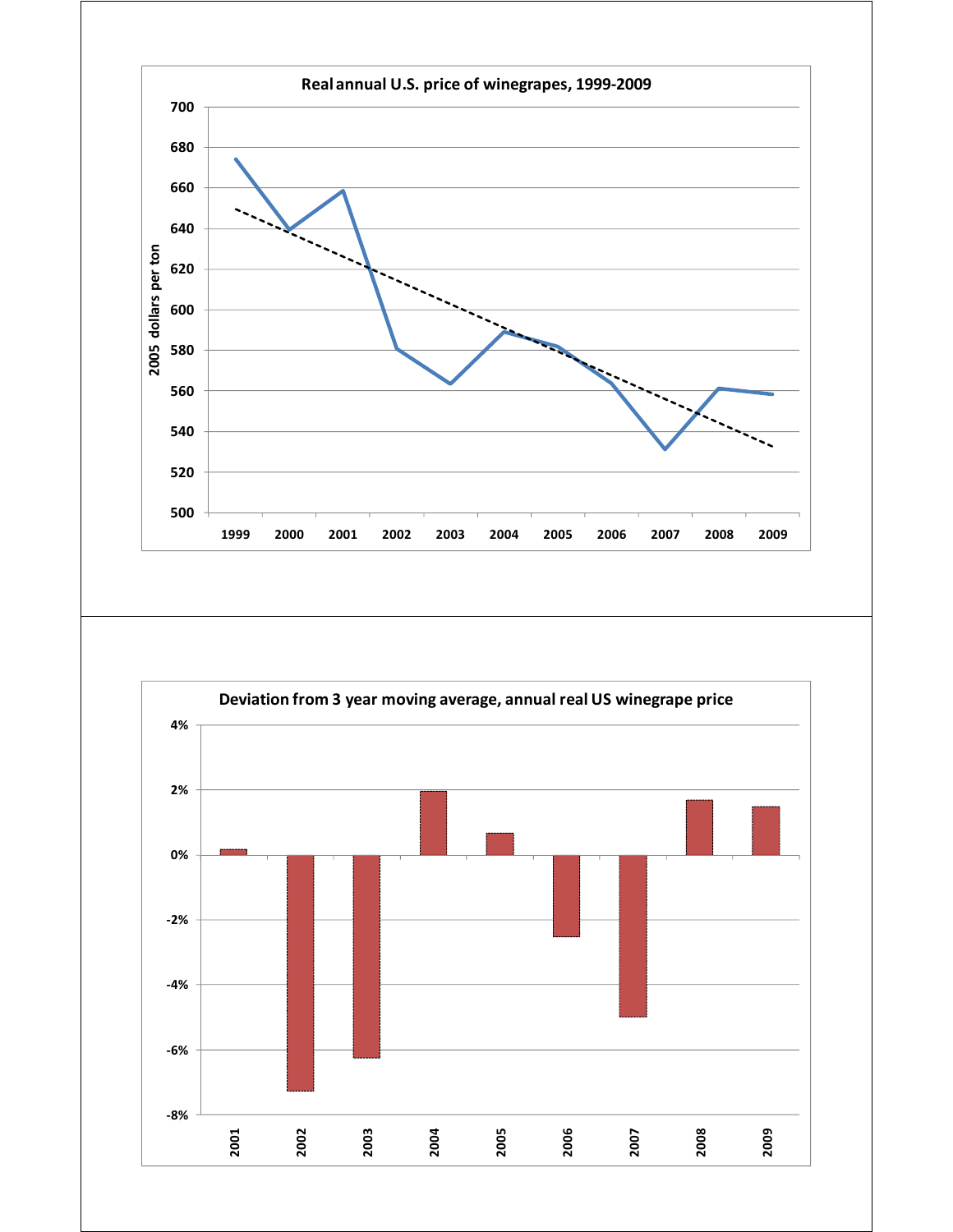**Real annual U.S. price of winegrapes, 1999-2009**

Y-axis: 2005 dollars per ton (500–700)

X-axis: 1999, 2000, 2001, 2002, 2003, 2004, 2005, 2006, 2007, 2008, 2009

**Deviation from 3 year moving average, annual real US winegrape price**

Y-axis: 4%, 2%, 0%, -2%, -4%, -6%, -8%

X-axis: 2001, 2002, 2003, 2004, 2005, 2006, 2007, 2008, 2009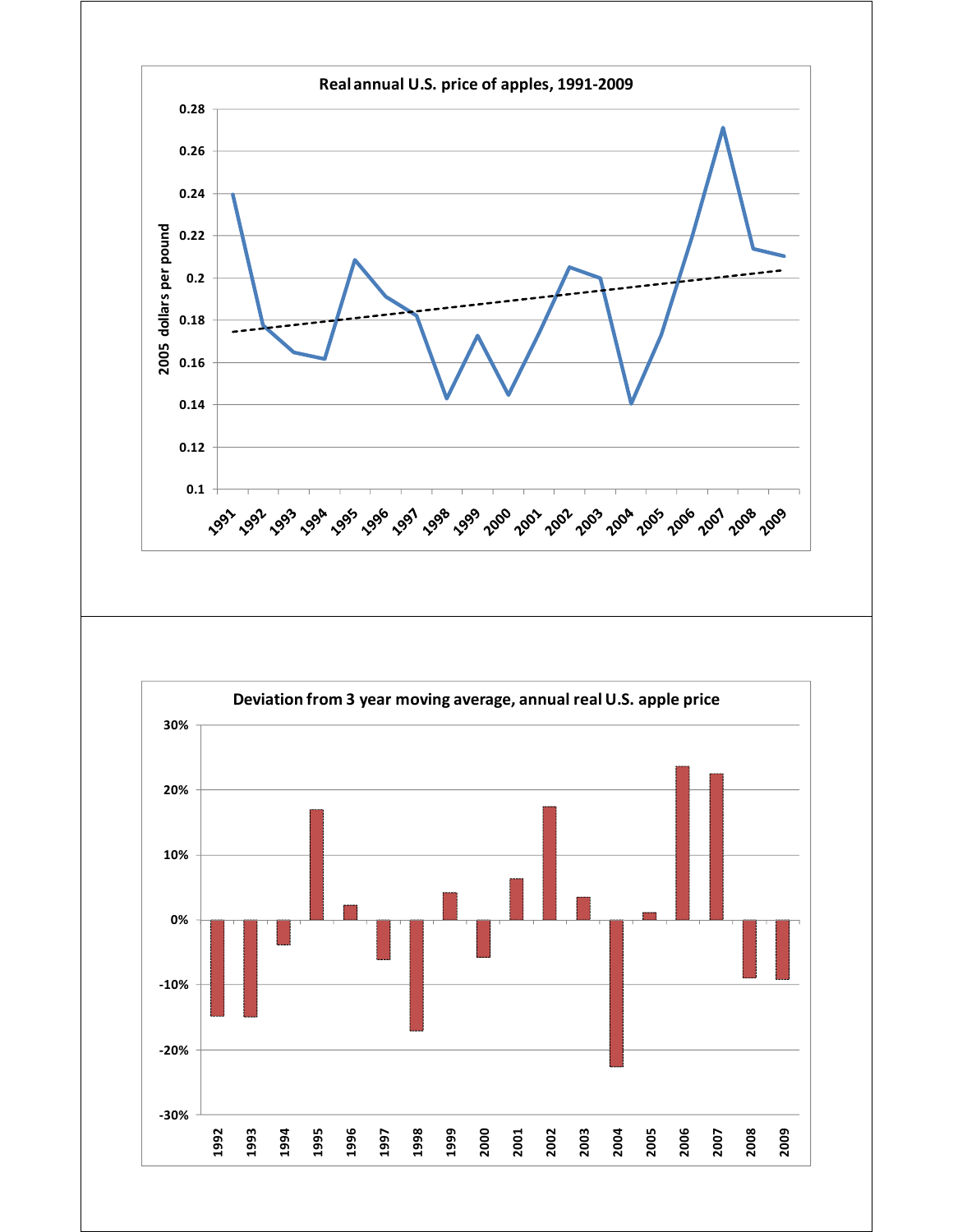## Real annual U.S. price of apples, 1991-2009

## Deviation from 3 year moving average, annual real U.S. apple price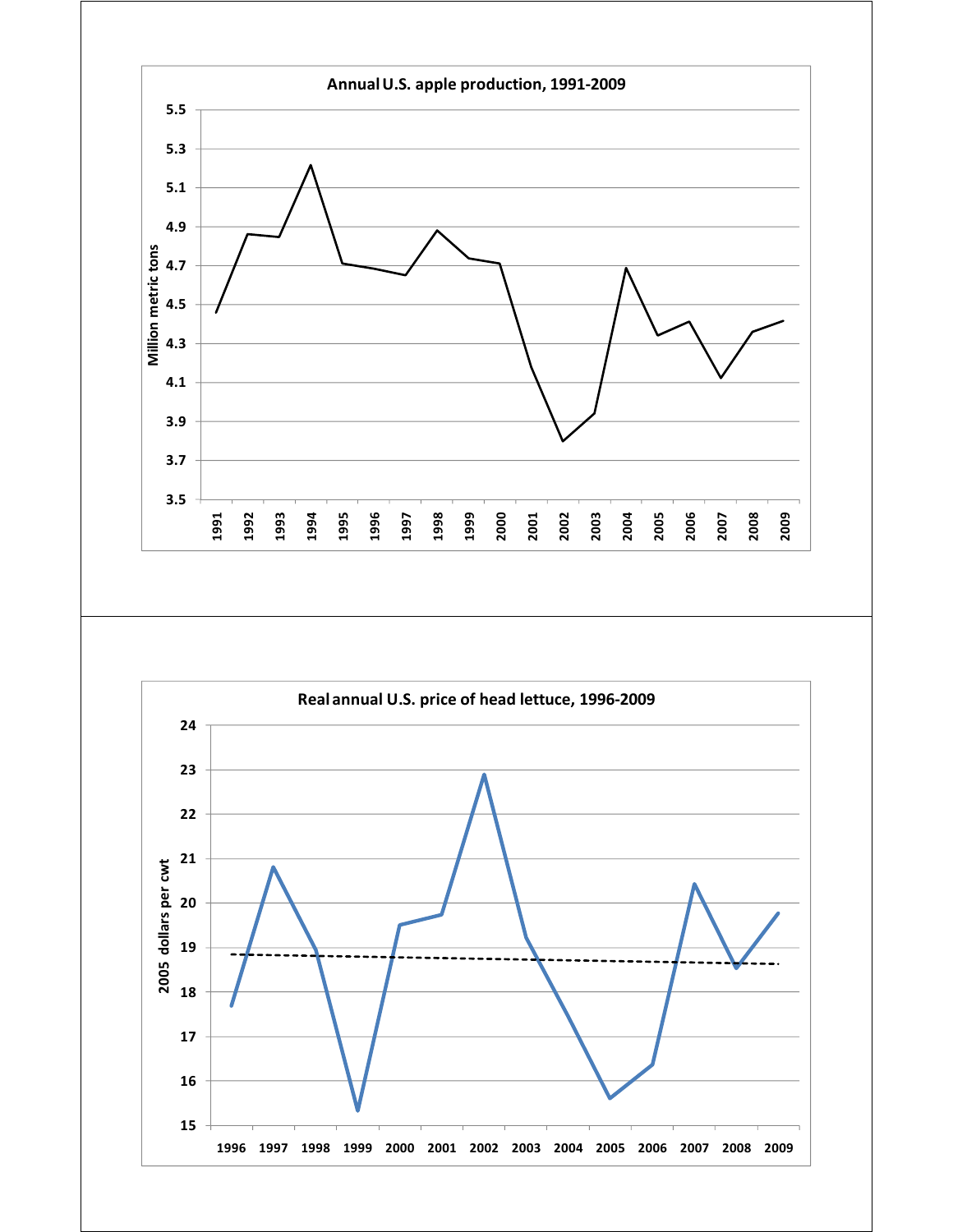**Annual U.S. apple production, 1991-2009**

Million metric tons

5.5, 5.3, 5.1, 4.9, 4.7, 4.5, 4.3, 4.1, 3.9, 3.7, 3.5

1991, 1992, 1993, 1994, 1995, 1996, 1997, 1998, 1999, 2000, 2001, 2002, 2003, 2004, 2005, 2006, 2007, 2008, 2009

**Real annual U.S. price of head lettuce, 1996-2009**

2005 dollars per cwt

24, 23, 22, 21, 20, 19, 18, 17, 16, 15

1996, 1997, 1998, 1999, 2000, 2001, 2002, 2003, 2004, 2005, 2006, 2007, 2008, 2009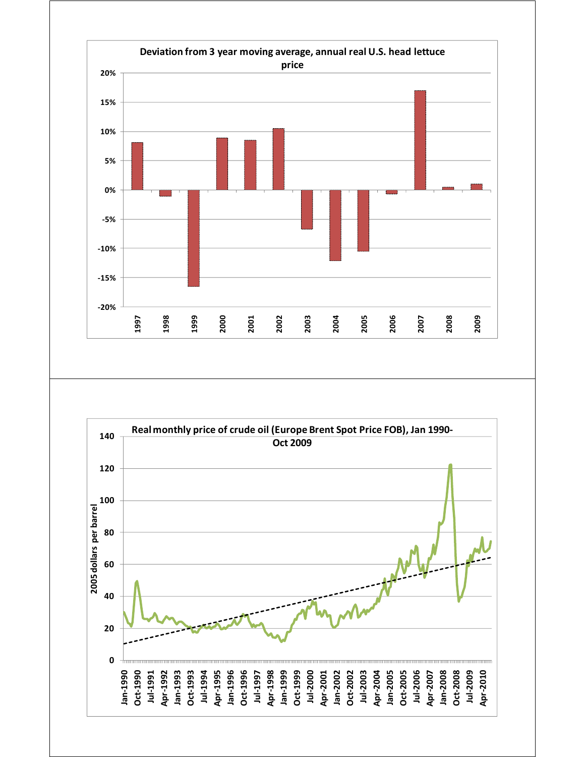**Deviation from 3 year moving average, annual real U.S. head lettuce price**

**Real monthly price of crude oil (Europe Brent Spot Price FOB), Jan 1990-Oct 2009**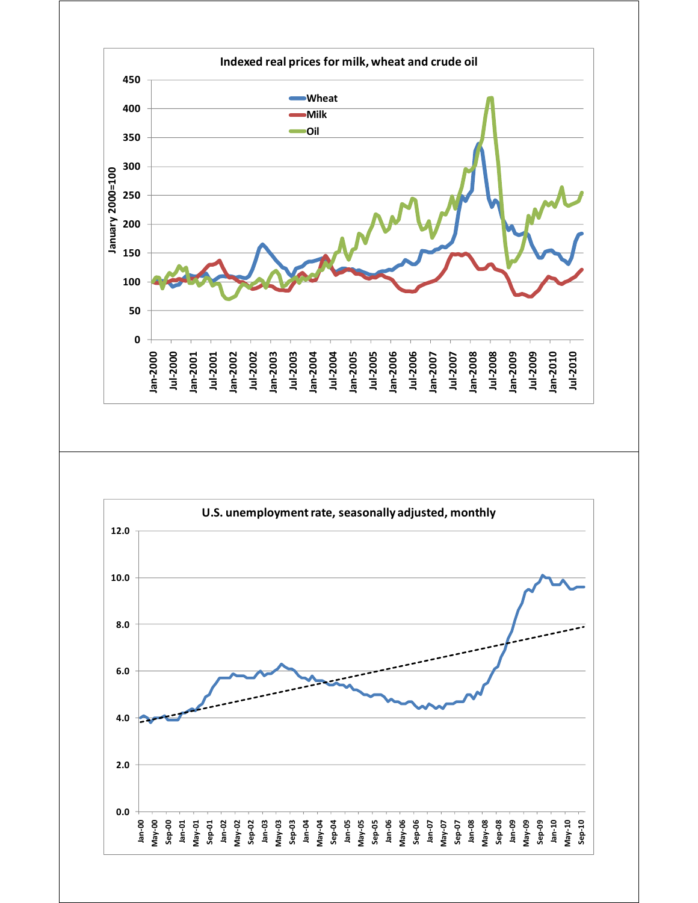Indexed real prices for milk, wheat and crude oil

U.S. unemployment rate, seasonally adjusted, monthly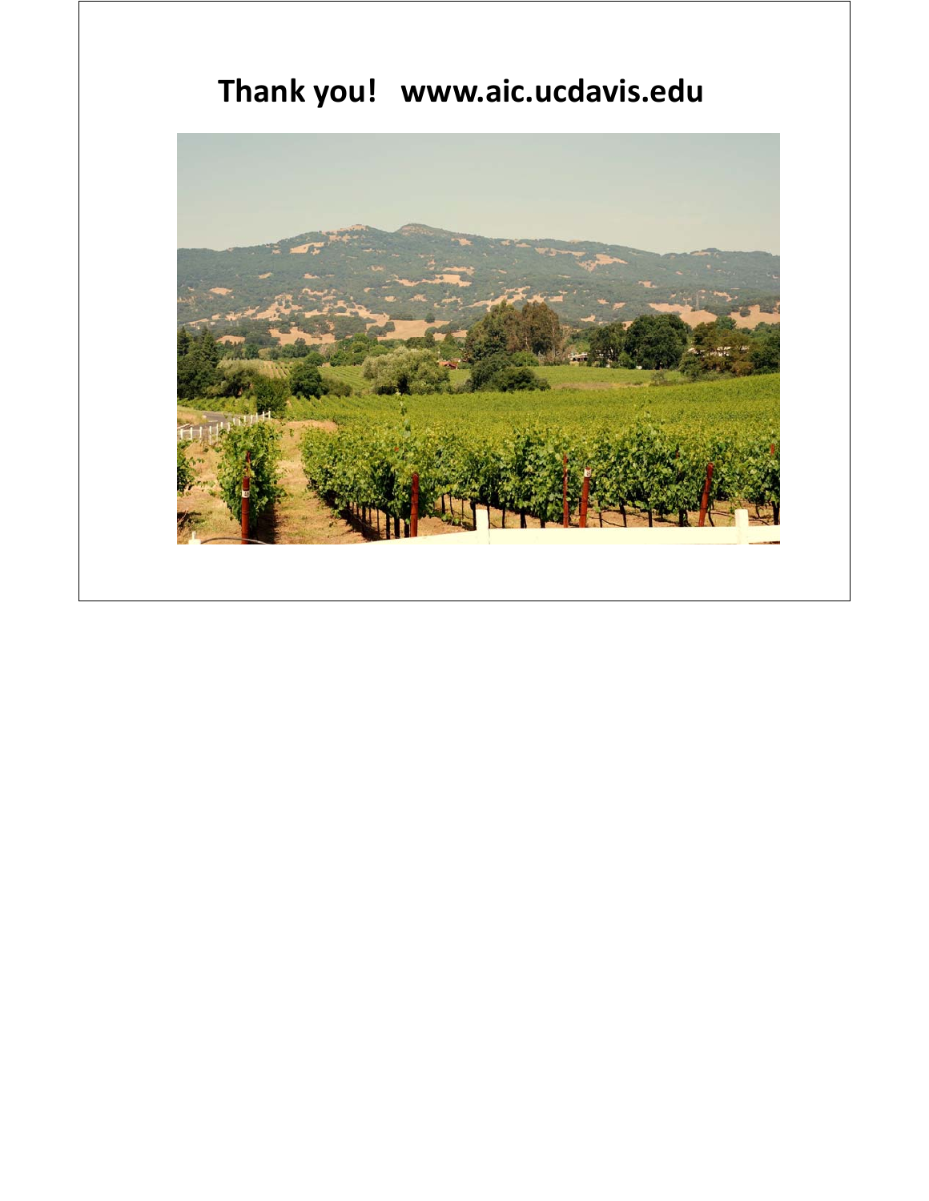# Thank you! www.aic.ucdavis.edu